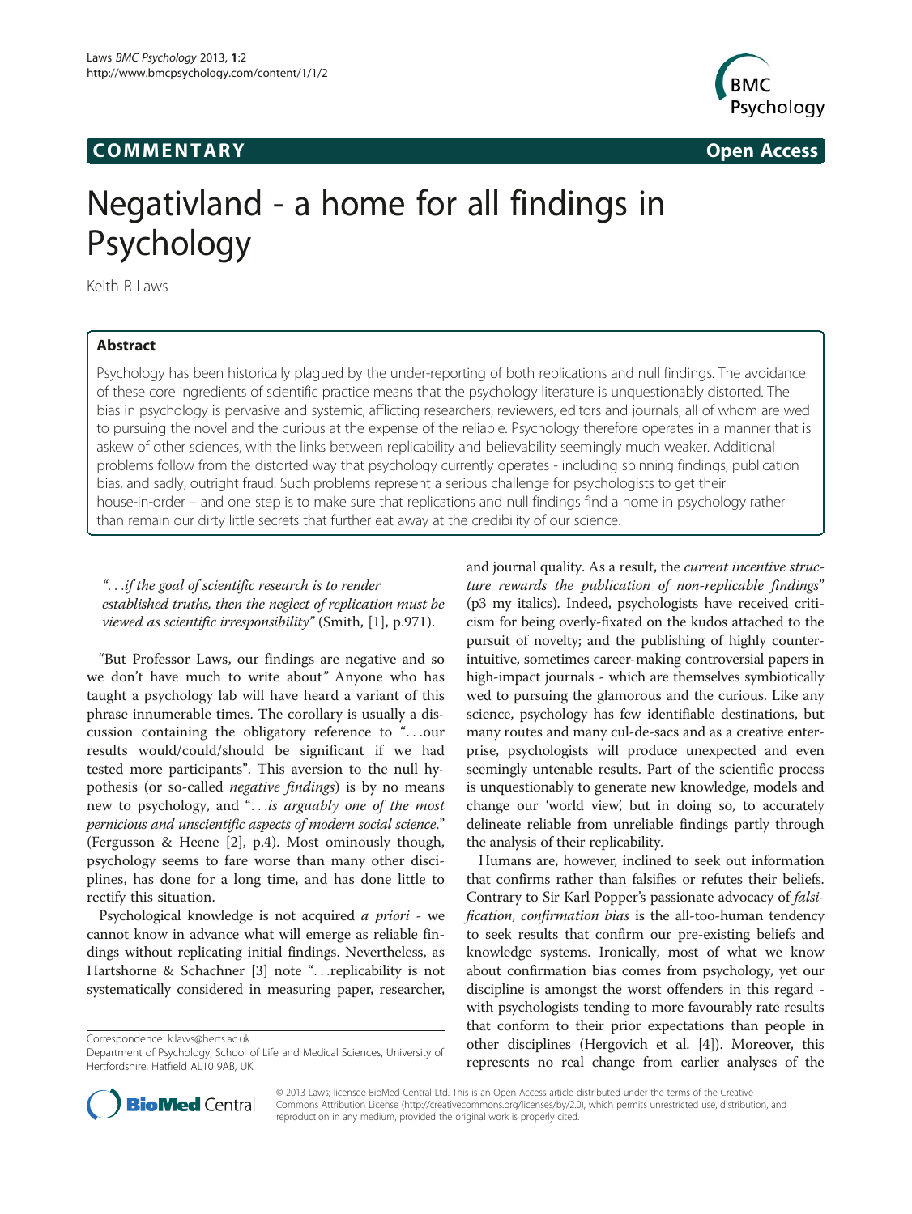**COMMENTARY** **Open Access**

# Negativland - a home for all findings in Psychology

Keith R Laws

## Abstract

Psychology has been historically plagued by the under-reporting of both replications and null findings. The avoidance of these core ingredients of scientific practice means that the psychology literature is unquestionably distorted. The bias in psychology is pervasive and systemic, afflicting researchers, reviewers, editors and journals, all of whom are wed to pursuing the novel and the curious at the expense of the reliable. Psychology therefore operates in a manner that is askew of other sciences, with the links between replicability and believability seemingly much weaker. Additional problems follow from the distorted way that psychology currently operates - including spinning findings, publication bias, and sadly, outright fraud. Such problems represent a serious challenge for psychologists to get their house-in-order – and one step is to make sure that replications and null findings find a home in psychology rather than remain our dirty little secrets that further eat away at the credibility of our science.

*"...if the goal of scientific research is to render established truths, then the neglect of replication must be viewed as scientific irresponsibility"* (Smith, [1], p.971).

"But Professor Laws, our findings are negative and so we don't have much to write about" Anyone who has taught a psychology lab will have heard a variant of this phrase innumerable times. The corollary is usually a discussion containing the obligatory reference to "...our results would/could/should be significant if we had tested more participants". This aversion to the null hypothesis (or so-called *negative findings*) is by no means new to psychology, and "...*is arguably one of the most pernicious and unscientific aspects of modern social science*." (Fergusson & Heene [2], p.4). Most ominously though, psychology seems to fare worse than many other disciplines, has done for a long time, and has done little to rectify this situation.

Psychological knowledge is not acquired *a priori* - we cannot know in advance what will emerge as reliable findings without replicating initial findings. Nevertheless, as Hartshorne & Schachner [3] note "...replicability is not systematically considered in measuring paper, researcher, and journal quality. As a result, the *current incentive structure rewards the publication of non-replicable findings*" (p3 my italics). Indeed, psychologists have received criticism for being overly-fixated on the kudos attached to the pursuit of novelty; and the publishing of highly counter-intuitive, sometimes career-making controversial papers in high-impact journals - which are themselves symbiotically wed to pursuing the glamorous and the curious. Like any science, psychology has few identifiable destinations, but many routes and many cul-de-sacs and as a creative enterprise, psychologists will produce unexpected and even seemingly untenable results. Part of the scientific process is unquestionably to generate new knowledge, models and change our 'world view', but in doing so, to accurately delineate reliable from unreliable findings partly through the analysis of their replicability.

Humans are, however, inclined to seek out information that confirms rather than falsifies or refutes their beliefs. Contrary to Sir Karl Popper's passionate advocacy of *falsification*, *confirmation bias* is the all-too-human tendency to seek results that confirm our pre-existing beliefs and knowledge systems. Ironically, most of what we know about confirmation bias comes from psychology, yet our discipline is amongst the worst offenders in this regard - with psychologists tending to more favourably rate results that conform to their prior expectations than people in other disciplines (Hergovich et al. [4]). Moreover, this represents no real change from earlier analyses of the

Correspondence: k.laws@herts.ac.uk
Department of Psychology, School of Life and Medical Sciences, University of Hertfordshire, Hatfield AL10 9AB, UK

© 2013 Laws; licensee BioMed Central Ltd. This is an Open Access article distributed under the terms of the Creative Commons Attribution License (http://creativecommons.org/licenses/by/2.0), which permits unrestricted use, distribution, and reproduction in any medium, provided the original work is properly cited.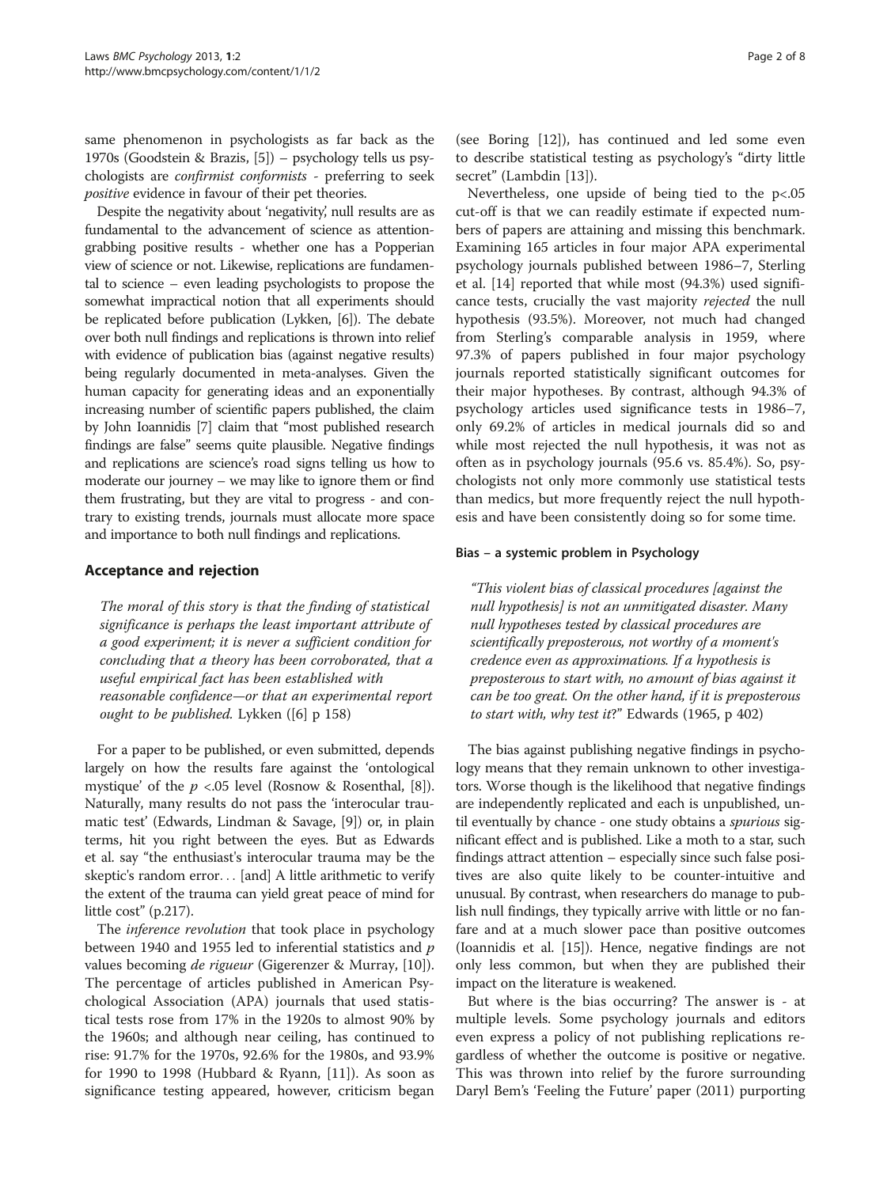same phenomenon in psychologists as far back as the 1970s (Goodstein & Brazis, [5]) – psychology tells us psychologists are *confirmist conformists* - preferring to seek *positive* evidence in favour of their pet theories.

Despite the negativity about 'negativity,' null results are as fundamental to the advancement of science as attention-grabbing positive results - whether one has a Popperian view of science or not. Likewise, replications are fundamental to science – even leading psychologists to propose the somewhat impractical notion that all experiments should be replicated before publication (Lykken, [6]). The debate over both null findings and replications is thrown into relief with evidence of publication bias (against negative results) being regularly documented in meta-analyses. Given the human capacity for generating ideas and an exponentially increasing number of scientific papers published, the claim by John Ioannidis [7] claim that "most published research findings are false" seems quite plausible. Negative findings and replications are science's road signs telling us how to moderate our journey – we may like to ignore them or find them frustrating, but they are vital to progress - and contrary to existing trends, journals must allocate more space and importance to both null findings and replications.

## Acceptance and rejection

> *The moral of this story is that the finding of statistical significance is perhaps the least important attribute of a good experiment; it is never a sufficient condition for concluding that a theory has been corroborated, that a useful empirical fact has been established with reasonable confidence—or that an experimental report ought to be published.* Lykken ([6] p 158)

For a paper to be published, or even submitted, depends largely on how the results fare against the 'ontological mystique' of the $p$ <.05 level (Rosnow & Rosenthal, [8]). Naturally, many results do not pass the 'interocular traumatic test' (Edwards, Lindman & Savage, [9]) or, in plain terms, hit you right between the eyes. But as Edwards et al. say "the enthusiast's interocular trauma may be the skeptic's random error… [and] A little arithmetic to verify the extent of the trauma can yield great peace of mind for little cost" (p.217).

The *inference revolution* that took place in psychology between 1940 and 1955 led to inferential statistics and $p$ values becoming *de rigueur* (Gigerenzer & Murray, [10]). The percentage of articles published in American Psychological Association (APA) journals that used statistical tests rose from 17% in the 1920s to almost 90% by the 1960s; and although near ceiling, has continued to rise: 91.7% for the 1970s, 92.6% for the 1980s, and 93.9% for 1990 to 1998 (Hubbard & Ryann, [11]). As soon as significance testing appeared, however, criticism began (see Boring [12]), has continued and led some even to describe statistical testing as psychology's "dirty little secret" (Lambdin [13]).

Nevertheless, one upside of being tied to the p<.05 cut-off is that we can readily estimate if expected numbers of papers are attaining and missing this benchmark. Examining 165 articles in four major APA experimental psychology journals published between 1986–7, Sterling et al. [14] reported that while most (94.3%) used significance tests, crucially the vast majority *rejected* the null hypothesis (93.5%). Moreover, not much had changed from Sterling's comparable analysis in 1959, where 97.3% of papers published in four major psychology journals reported statistically significant outcomes for their major hypotheses. By contrast, although 94.3% of psychology articles used significance tests in 1986–7, only 69.2% of articles in medical journals did so and while most rejected the null hypothesis, it was not as often as in psychology journals (95.6 vs. 85.4%). So, psychologists not only more commonly use statistical tests than medics, but more frequently reject the null hypothesis and have been consistently doing so for some time.

### Bias – a systemic problem in Psychology

> *"This violent bias of classical procedures [against the null hypothesis] is not an unmitigated disaster. Many null hypotheses tested by classical procedures are scientifically preposterous, not worthy of a moment's credence even as approximations. If a hypothesis is preposterous to start with, no amount of bias against it can be too great. On the other hand, if it is preposterous to start with, why test it?"* Edwards (1965, p 402)

The bias against publishing negative findings in psychology means that they remain unknown to other investigators. Worse though is the likelihood that negative findings are independently replicated and each is unpublished, until eventually by chance - one study obtains a *spurious* significant effect and is published. Like a moth to a star, such findings attract attention – especially since such false positives are also quite likely to be counter-intuitive and unusual. By contrast, when researchers do manage to publish null findings, they typically arrive with little or no fanfare and at a much slower pace than positive outcomes (Ioannidis et al. [15]). Hence, negative findings are not only less common, but when they are published their impact on the literature is weakened.

But where is the bias occurring? The answer is - at multiple levels. Some psychology journals and editors even express a policy of not publishing replications regardless of whether the outcome is positive or negative. This was thrown into relief by the furore surrounding Daryl Bem's 'Feeling the Future' paper (2011) purporting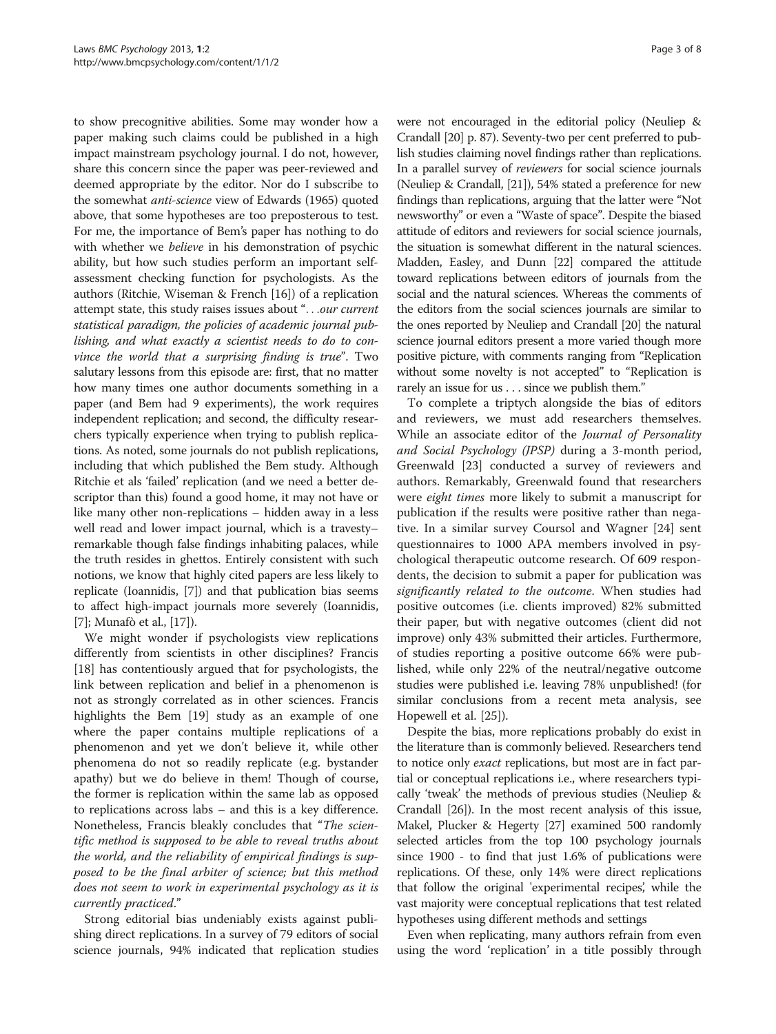to show precognitive abilities. Some may wonder how a paper making such claims could be published in a high impact mainstream psychology journal. I do not, however, share this concern since the paper was peer-reviewed and deemed appropriate by the editor. Nor do I subscribe to the somewhat *anti-science* view of Edwards (1965) quoted above, that some hypotheses are too preposterous to test. For me, the importance of Bem's paper has nothing to do with whether we *believe* in his demonstration of psychic ability, but how such studies perform an important self-assessment checking function for psychologists. As the authors (Ritchie, Wiseman & French [16]) of a replication attempt state, this study raises issues about "*…our current statistical paradigm, the policies of academic journal publishing, and what exactly a scientist needs to do to convince the world that a surprising finding is true*". Two salutary lessons from this episode are: first, that no matter how many times one author documents something in a paper (and Bem had 9 experiments), the work requires independent replication; and second, the difficulty researchers typically experience when trying to publish replications. As noted, some journals do not publish replications, including that which published the Bem study. Although Ritchie et als 'failed' replication (and we need a better descriptor than this) found a good home, it may not have or like many other non-replications – hidden away in a less well read and lower impact journal, which is a travesty– remarkable though false findings inhabiting palaces, while the truth resides in ghettos. Entirely consistent with such notions, we know that highly cited papers are less likely to replicate (Ioannidis, [7]) and that publication bias seems to affect high-impact journals more severely (Ioannidis, [7]; Munafò et al., [17]).

We might wonder if psychologists view replications differently from scientists in other disciplines? Francis [18] has contentiously argued that for psychologists, the link between replication and belief in a phenomenon is not as strongly correlated as in other sciences. Francis highlights the Bem [19] study as an example of one where the paper contains multiple replications of a phenomenon and yet we don't believe it, while other phenomena do not so readily replicate (e.g. bystander apathy) but we do believe in them! Though of course, the former is replication within the same lab as opposed to replications across labs – and this is a key difference. Nonetheless, Francis bleakly concludes that "*The scientific method is supposed to be able to reveal truths about the world, and the reliability of empirical findings is supposed to be the final arbiter of science; but this method does not seem to work in experimental psychology as it is currently practiced*."

Strong editorial bias undeniably exists against publishing direct replications. In a survey of 79 editors of social science journals, 94% indicated that replication studies were not encouraged in the editorial policy (Neuliep & Crandall [20] p. 87). Seventy-two per cent preferred to publish studies claiming novel findings rather than replications. In a parallel survey of *reviewers* for social science journals (Neuliep & Crandall, [21]), 54% stated a preference for new findings than replications, arguing that the latter were "Not newsworthy" or even a "Waste of space". Despite the biased attitude of editors and reviewers for social science journals, the situation is somewhat different in the natural sciences. Madden, Easley, and Dunn [22] compared the attitude toward replications between editors of journals from the social and the natural sciences. Whereas the comments of the editors from the social sciences journals are similar to the ones reported by Neuliep and Crandall [20] the natural science journal editors present a more varied though more positive picture, with comments ranging from "Replication without some novelty is not accepted" to "Replication is rarely an issue for us . . . since we publish them."

To complete a triptych alongside the bias of editors and reviewers, we must add researchers themselves. While an associate editor of the *Journal of Personality and Social Psychology (JPSP)* during a 3-month period, Greenwald [23] conducted a survey of reviewers and authors. Remarkably, Greenwald found that researchers were *eight times* more likely to submit a manuscript for publication if the results were positive rather than negative. In a similar survey Coursol and Wagner [24] sent questionnaires to 1000 APA members involved in psychological therapeutic outcome research. Of 609 respondents, the decision to submit a paper for publication was *significantly related to the outcome*. When studies had positive outcomes (i.e. clients improved) 82% submitted their paper, but with negative outcomes (client did not improve) only 43% submitted their articles. Furthermore, of studies reporting a positive outcome 66% were published, while only 22% of the neutral/negative outcome studies were published i.e. leaving 78% unpublished! (for similar conclusions from a recent meta analysis, see Hopewell et al. [25]).

Despite the bias, more replications probably do exist in the literature than is commonly believed. Researchers tend to notice only *exact* replications, but most are in fact partial or conceptual replications i.e., where researchers typically 'tweak' the methods of previous studies (Neuliep & Crandall [26]). In the most recent analysis of this issue, Makel, Plucker & Hegerty [27] examined 500 randomly selected articles from the top 100 psychology journals since 1900 - to find that just 1.6% of publications were replications. Of these, only 14% were direct replications that follow the original 'experimental recipes', while the vast majority were conceptual replications that test related hypotheses using different methods and settings

Even when replicating, many authors refrain from even using the word 'replication' in a title possibly through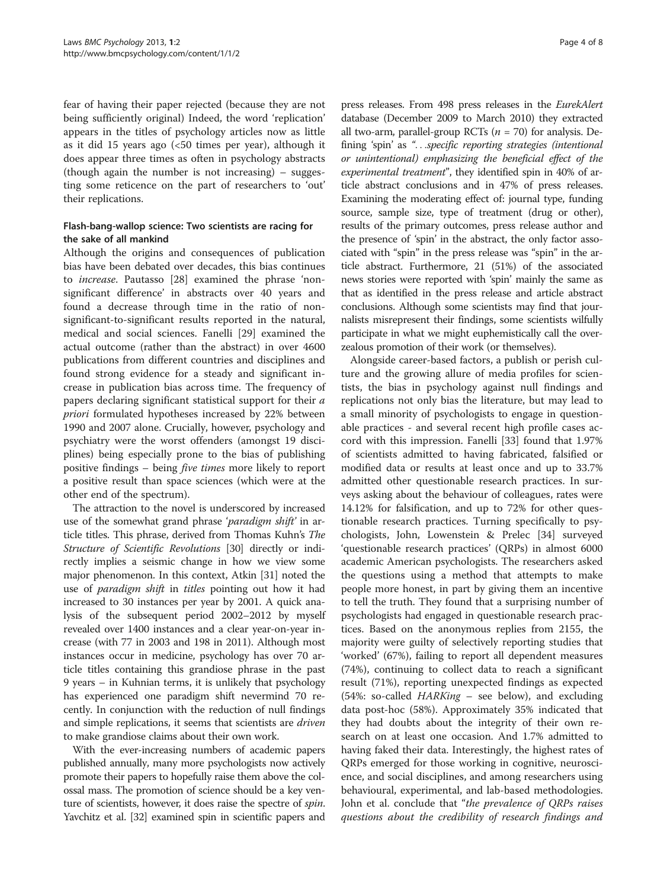fear of having their paper rejected (because they are not being sufficiently original) Indeed, the word 'replication' appears in the titles of psychology articles now as little as it did 15 years ago (<50 times per year), although it does appear three times as often in psychology abstracts (though again the number is not increasing) – suggesting some reticence on the part of researchers to 'out' their replications.

### Flash-bang-wallop science: Two scientists are racing for the sake of all mankind

Although the origins and consequences of publication bias have been debated over decades, this bias continues to *increase*. Pautasso [28] examined the phrase 'non-significant difference' in abstracts over 40 years and found a decrease through time in the ratio of non-significant-to-significant results reported in the natural, medical and social sciences. Fanelli [29] examined the actual outcome (rather than the abstract) in over 4600 publications from different countries and disciplines and found strong evidence for a steady and significant increase in publication bias across time. The frequency of papers declaring significant statistical support for their *a priori* formulated hypotheses increased by 22% between 1990 and 2007 alone. Crucially, however, psychology and psychiatry were the worst offenders (amongst 19 disciplines) being especially prone to the bias of publishing positive findings – being *five times* more likely to report a positive result than space sciences (which were at the other end of the spectrum).

The attraction to the novel is underscored by increased use of the somewhat grand phrase '*paradigm shift*' in article titles. This phrase, derived from Thomas Kuhn's *The Structure of Scientific Revolutions* [30] directly or indirectly implies a seismic change in how we view some major phenomenon. In this context, Atkin [31] noted the use of *paradigm shift* in *titles* pointing out how it had increased to 30 instances per year by 2001. A quick analysis of the subsequent period 2002–2012 by myself revealed over 1400 instances and a clear year-on-year increase (with 77 in 2003 and 198 in 2011). Although most instances occur in medicine, psychology has over 70 article titles containing this grandiose phrase in the past 9 years – in Kuhnian terms, it is unlikely that psychology has experienced one paradigm shift nevermind 70 recently. In conjunction with the reduction of null findings and simple replications, it seems that scientists are *driven* to make grandiose claims about their own work.

With the ever-increasing numbers of academic papers published annually, many more psychologists now actively promote their papers to hopefully raise them above the colossal mass. The promotion of science should be a key venture of scientists, however, it does raise the spectre of *spin*. Yavchitz et al. [32] examined spin in scientific papers and press releases. From 498 press releases in the *EurekAlert* database (December 2009 to March 2010) they extracted all two-arm, parallel-group RCTs ($n = 70$) for analysis. Defining 'spin' as "*…specific reporting strategies (intentional or unintentional) emphasizing the beneficial effect of the experimental treatment*", they identified spin in 40% of article abstract conclusions and in 47% of press releases. Examining the moderating effect of: journal type, funding source, sample size, type of treatment (drug or other), results of the primary outcomes, press release author and the presence of 'spin' in the abstract, the only factor associated with "spin" in the press release was "spin" in the article abstract. Furthermore, 21 (51%) of the associated news stories were reported with 'spin' mainly the same as that as identified in the press release and article abstract conclusions. Although some scientists may find that journalists misrepresent their findings, some scientists wilfully participate in what we might euphemistically call the over-zealous promotion of their work (or themselves).

Alongside career-based factors, a publish or perish culture and the growing allure of media profiles for scientists, the bias in psychology against null findings and replications not only bias the literature, but may lead to a small minority of psychologists to engage in questionable practices - and several recent high profile cases accord with this impression. Fanelli [33] found that 1.97% of scientists admitted to having fabricated, falsified or modified data or results at least once and up to 33.7% admitted other questionable research practices. In surveys asking about the behaviour of colleagues, rates were 14.12% for falsification, and up to 72% for other questionable research practices. Turning specifically to psychologists, John, Lowenstein & Prelec [34] surveyed 'questionable research practices' (QRPs) in almost 6000 academic American psychologists. The researchers asked the questions using a method that attempts to make people more honest, in part by giving them an incentive to tell the truth. They found that a surprising number of psychologists had engaged in questionable research practices. Based on the anonymous replies from 2155, the majority were guilty of selectively reporting studies that 'worked' (67%), failing to report all dependent measures (74%), continuing to collect data to reach a significant result (71%), reporting unexpected findings as expected (54%: so-called *HARKing* – see below), and excluding data post-hoc (58%). Approximately 35% indicated that they had doubts about the integrity of their own research on at least one occasion. And 1.7% admitted to having faked their data. Interestingly, the highest rates of QRPs emerged for those working in cognitive, neuroscience, and social disciplines, and among researchers using behavioural, experimental, and lab-based methodologies. John et al. conclude that "*the prevalence of QRPs raises questions about the credibility of research findings and*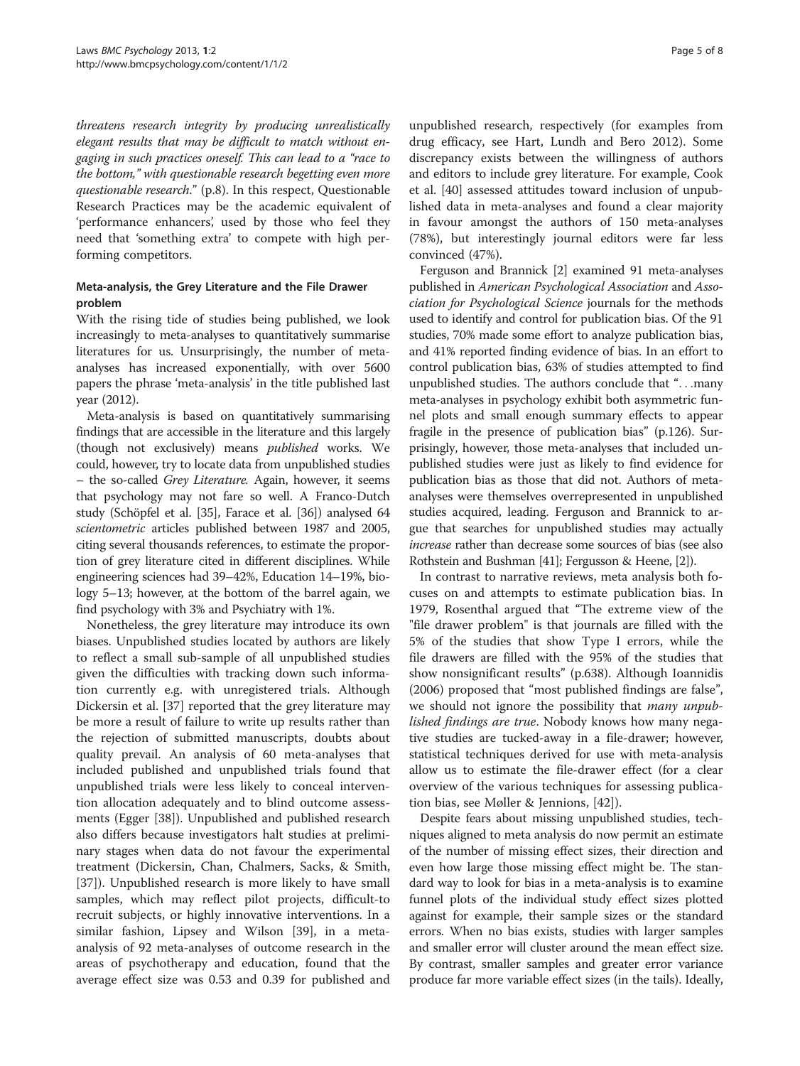*threatens research integrity by producing unrealistically elegant results that may be difficult to match without engaging in such practices oneself. This can lead to a "race to the bottom," with questionable research begetting even more questionable research*." (p.8). In this respect, Questionable Research Practices may be the academic equivalent of 'performance enhancers', used by those who feel they need that 'something extra' to compete with high performing competitors.

### Meta-analysis, the Grey Literature and the File Drawer problem

With the rising tide of studies being published, we look increasingly to meta-analyses to quantitatively summarise literatures for us. Unsurprisingly, the number of meta-analyses has increased exponentially, with over 5600 papers the phrase 'meta-analysis' in the title published last year (2012).

Meta-analysis is based on quantitatively summarising findings that are accessible in the literature and this largely (though not exclusively) means *published* works. We could, however, try to locate data from unpublished studies – the so-called *Grey Literature*. Again, however, it seems that psychology may not fare so well. A Franco-Dutch study (Schöpfel et al. [35], Farace et al. [36]) analysed 64 *scientometric* articles published between 1987 and 2005, citing several thousands references, to estimate the proportion of grey literature cited in different disciplines. While engineering sciences had 39–42%, Education 14–19%, biology 5–13; however, at the bottom of the barrel again, we find psychology with 3% and Psychiatry with 1%.

Nonetheless, the grey literature may introduce its own biases. Unpublished studies located by authors are likely to reflect a small sub-sample of all unpublished studies given the difficulties with tracking down such information currently e.g. with unregistered trials. Although Dickersin et al. [37] reported that the grey literature may be more a result of failure to write up results rather than the rejection of submitted manuscripts, doubts about quality prevail. An analysis of 60 meta-analyses that included published and unpublished trials found that unpublished trials were less likely to conceal intervention allocation adequately and to blind outcome assessments (Egger [38]). Unpublished and published research also differs because investigators halt studies at preliminary stages when data do not favour the experimental treatment (Dickersin, Chan, Chalmers, Sacks, & Smith, [37]). Unpublished research is more likely to have small samples, which may reflect pilot projects, difficult-to recruit subjects, or highly innovative interventions. In a similar fashion, Lipsey and Wilson [39], in a meta-analysis of 92 meta-analyses of outcome research in the areas of psychotherapy and education, found that the average effect size was 0.53 and 0.39 for published and unpublished research, respectively (for examples from drug efficacy, see Hart, Lundh and Bero 2012). Some discrepancy exists between the willingness of authors and editors to include grey literature. For example, Cook et al. [40] assessed attitudes toward inclusion of unpublished data in meta-analyses and found a clear majority in favour amongst the authors of 150 meta-analyses (78%), but interestingly journal editors were far less convinced (47%).

Ferguson and Brannick [2] examined 91 meta-analyses published in *American Psychological Association* and *Association for Psychological Science* journals for the methods used to identify and control for publication bias. Of the 91 studies, 70% made some effort to analyze publication bias, and 41% reported finding evidence of bias. In an effort to control publication bias, 63% of studies attempted to find unpublished studies. The authors conclude that "...many meta-analyses in psychology exhibit both asymmetric funnel plots and small enough summary effects to appear fragile in the presence of publication bias" (p.126). Surprisingly, however, those meta-analyses that included unpublished studies were just as likely to find evidence for publication bias as those that did not. Authors of meta-analyses were themselves overrepresented in unpublished studies acquired, leading. Ferguson and Brannick to argue that searches for unpublished studies may actually *increase* rather than decrease some sources of bias (see also Rothstein and Bushman [41]; Fergusson & Heene, [2]).

In contrast to narrative reviews, meta analysis both focuses on and attempts to estimate publication bias. In 1979, Rosenthal argued that "The extreme view of the "file drawer problem" is that journals are filled with the 5% of the studies that show Type I errors, while the file drawers are filled with the 95% of the studies that show nonsignificant results" (p.638). Although Ioannidis (2006) proposed that "most published findings are false", we should not ignore the possibility that *many unpublished findings are true*. Nobody knows how many negative studies are tucked-away in a file-drawer; however, statistical techniques derived for use with meta-analysis allow us to estimate the file-drawer effect (for a clear overview of the various techniques for assessing publication bias, see Møller & Jennions, [42]).

Despite fears about missing unpublished studies, techniques aligned to meta analysis do now permit an estimate of the number of missing effect sizes, their direction and even how large those missing effect might be. The standard way to look for bias in a meta-analysis is to examine funnel plots of the individual study effect sizes plotted against for example, their sample sizes or the standard errors. When no bias exists, studies with larger samples and smaller error will cluster around the mean effect size. By contrast, smaller samples and greater error variance produce far more variable effect sizes (in the tails). Ideally,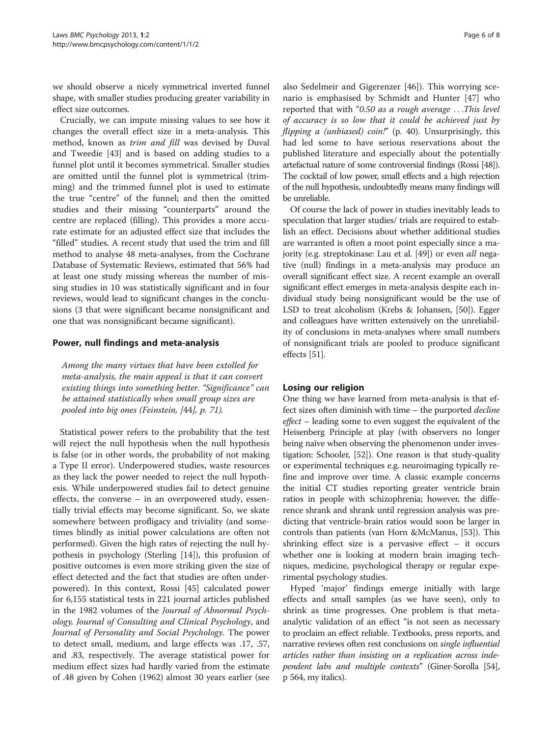we should observe a nicely symmetrical inverted funnel shape, with smaller studies producing greater variability in effect size outcomes.

Crucially, we can impute missing values to see how it changes the overall effect size in a meta-analysis. This method, known as *trim and fill* was devised by Duval and Tweedie [43] and is based on adding studies to a funnel plot until it becomes symmetrical. Smaller studies are omitted until the funnel plot is symmetrical (trimming) and the trimmed funnel plot is used to estimate the true "centre" of the funnel; and then the omitted studies and their missing "counterparts" around the centre are replaced (filling). This provides a more accurate estimate for an adjusted effect size that includes the "filled" studies. A recent study that used the trim and fill method to analyse 48 meta-analyses, from the Cochrane Database of Systematic Reviews, estimated that 56% had at least one study missing whereas the number of missing studies in 10 was statistically significant and in four reviews, would lead to significant changes in the conclusions (3 that were significant became nonsignificant and one that was nonsignificant became significant).

## Power, null findings and meta-analysis

> *Among the many virtues that have been extolled for meta-analysis, the main appeal is that it can convert existing things into something better. "Significance" can be attained statistically when small group sizes are pooled into big ones (Feinstein, [44], p. 71).*

Statistical power refers to the probability that the test will reject the null hypothesis when the null hypothesis is false (or in other words, the probability of not making a Type II error). Underpowered studies, waste resources as they lack the power needed to reject the null hypothesis. While underpowered studies fail to detect genuine effects, the converse – in an overpowered study, essentially trivial effects may become significant. So, we skate somewhere between profligacy and triviality (and sometimes blindly as initial power calculations are often not performed). Given the high rates of rejecting the null hypothesis in psychology (Sterling [14]), this profusion of positive outcomes is even more striking given the size of effect detected and the fact that studies are often underpowered). In this context, Rossi [45] calculated power for 6,155 statistical tests in 221 journal articles published in the 1982 volumes of the *Journal of Abnormal Psychology, Journal of Consulting and Clinical Psychology*, and *Journal of Personality and Social Psychology*. The power to detect small, medium, and large effects was .17, .57, and .83, respectively. The average statistical power for medium effect sizes had hardly varied from the estimate of .48 given by Cohen (1962) almost 30 years earlier (see also Sedelmeir and Gigerenzer [46]). This worrying scenario is emphasised by Schmidt and Hunter [47] who reported that with "*0.50 as a rough average …This level of accuracy is so low that it could be achieved just by flipping a (unbiased) coin!*" (p. 40). Unsurprisingly, this had led some to have serious reservations about the published literature and especially about the potentially artefactual nature of some controversial findings (Rossi [48]). The cocktail of low power, small effects and a high rejection of the null hypothesis, undoubtedly means many findings will be unreliable.

Of course the lack of power in studies inevitably leads to speculation that larger studies/ trials are required to establish an effect. Decisions about whether additional studies are warranted is often a moot point especially since a majority (e.g. streptokinase: Lau et al. [49]) or even *all* negative (null) findings in a meta-analysis may produce an overall significant effect size. A recent example an overall significant effect emerges in meta-analysis despite each individual study being nonsignificant would be the use of LSD to treat alcoholism (Krebs & Johansen, [50]). Egger and colleagues have written extensively on the unreliability of conclusions in meta-analyses where small numbers of nonsignificant trials are pooled to produce significant effects [51].

## Losing our religion

One thing we have learned from meta-analysis is that effect sizes often diminish with time – the purported *decline effect* – leading some to even suggest the equivalent of the Heisenberg Principle at play (with observers no longer being naïve when observing the phenomenon under investigation: Schooler, [52]). One reason is that study-quality or experimental techniques e.g. neuroimaging typically refine and improve over time. A classic example concerns the initial CT studies reporting greater ventricle brain ratios in people with schizophrenia; however, the difference shrank and shrank until regression analysis was predicting that ventricle-brain ratios would soon be larger in controls than patients (van Horn &McManus, [53]). This shrinking effect size is a pervasive effect – it occurs whether one is looking at modern brain imaging techniques, medicine, psychological therapy or regular experimental psychology studies.

Hyped 'major' findings emerge initially with large effects and small samples (as we have seen), only to shrink as time progresses. One problem is that meta-analytic validation of an effect "is not seen as necessary to proclaim an effect reliable. Textbooks, press reports, and narrative reviews often rest conclusions on *single influential articles rather than insisting on a replication across independent labs and multiple contexts*" (Giner-Sorolla [54], p 564, my italics).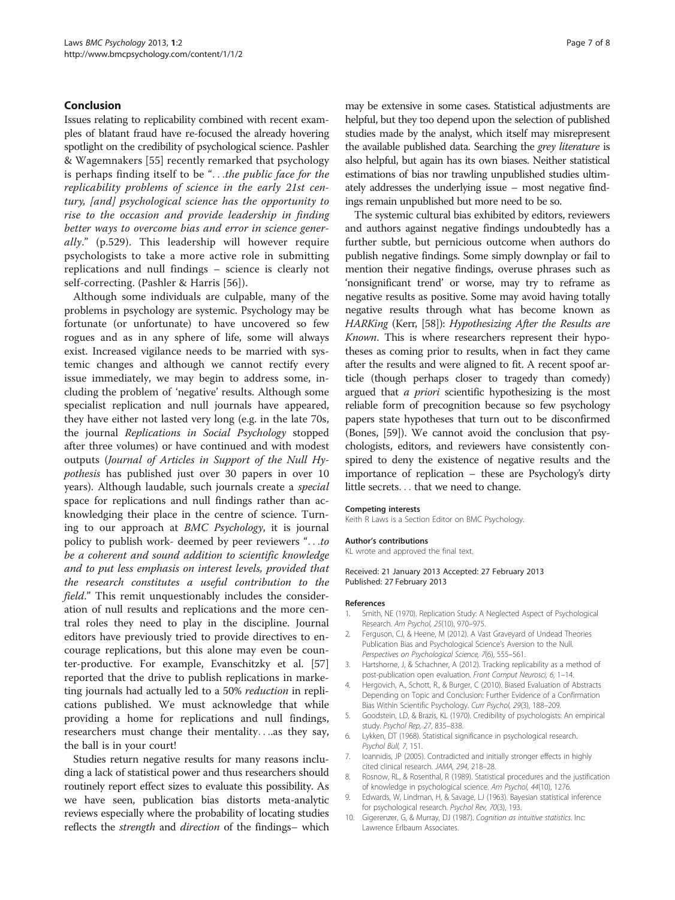## Conclusion

Issues relating to replicability combined with recent examples of blatant fraud have re-focused the already hovering spotlight on the credibility of psychological science. Pashler & Wagemnakers [55] recently remarked that psychology is perhaps finding itself to be "*…the public face for the replicability problems of science in the early 21st century, [and] psychological science has the opportunity to rise to the occasion and provide leadership in finding better ways to overcome bias and error in science generally*." (p.529). This leadership will however require psychologists to take a more active role in submitting replications and null findings – science is clearly not self-correcting. (Pashler & Harris [56]).

Although some individuals are culpable, many of the problems in psychology are systemic. Psychology may be fortunate (or unfortunate) to have uncovered so few rogues and as in any sphere of life, some will always exist. Increased vigilance needs to be married with systemic changes and although we cannot rectify every issue immediately, we may begin to address some, including the problem of 'negative' results. Although some specialist replication and null journals have appeared, they have either not lasted very long (e.g. in the late 70s, the journal *Replications in Social Psychology* stopped after three volumes) or have continued and with modest outputs (*Journal of Articles in Support of the Null Hypothesis* has published just over 30 papers in over 10 years). Although laudable, such journals create a *special* space for replications and null findings rather than acknowledging their place in the centre of science. Turning to our approach at *BMC Psychology*, it is journal policy to publish work- deemed by peer reviewers "*…to be a coherent and sound addition to scientific knowledge and to put less emphasis on interest levels, provided that the research constitutes a useful contribution to the field*." This remit unquestionably includes the consideration of null results and replications and the more central roles they need to play in the discipline. Journal editors have previously tried to provide directives to encourage replications, but this alone may even be counter-productive. For example, Evanschitzky et al. [57] reported that the drive to publish replications in marketing journals had actually led to a 50% *reduction* in replications published. We must acknowledge that while providing a home for replications and null findings, researchers must change their mentality….as they say, the ball is in your court!

Studies return negative results for many reasons including a lack of statistical power and thus researchers should routinely report effect sizes to evaluate this possibility. As we have seen, publication bias distorts meta-analytic reviews especially where the probability of locating studies reflects the *strength* and *direction* of the findings– which may be extensive in some cases. Statistical adjustments are helpful, but they too depend upon the selection of published studies made by the analyst, which itself may misrepresent the available published data. Searching the *grey literature* is also helpful, but again has its own biases. Neither statistical estimations of bias nor trawling unpublished studies ultimately addresses the underlying issue – most negative findings remain unpublished but more need to be so.

The systemic cultural bias exhibited by editors, reviewers and authors against negative findings undoubtedly has a further subtle, but pernicious outcome when authors do publish negative findings. Some simply downplay or fail to mention their negative findings, overuse phrases such as 'nonsignificant trend' or worse, may try to reframe as negative results as positive. Some may avoid having totally negative results through what has become known as *HARKing* (Kerr, [58]): *Hypothesizing After the Results are Known*. This is where researchers represent their hypotheses as coming prior to results, when in fact they came after the results and were aligned to fit. A recent spoof article (though perhaps closer to tragedy than comedy) argued that *a priori* scientific hypothesizing is the most reliable form of precognition because so few psychology papers state hypotheses that turn out to be disconfirmed (Bones, [59]). We cannot avoid the conclusion that psychologists, editors, and reviewers have consistently conspired to deny the existence of negative results and the importance of replication – these are Psychology's dirty little secrets… that we need to change.

#### Competing interests

Keith R Laws is a Section Editor on BMC Psychology.

#### Author's contributions

KL wrote and approved the final text.

Received: 21 January 2013 Accepted: 27 February 2013
Published: 27 February 2013

#### References

1. Smith, NE (1970). Replication Study: A Neglected Aspect of Psychological Research. *Am Psychol, 25*(10), 970–975.
2. Ferguson, CJ, & Heene, M (2012). A Vast Graveyard of Undead Theories Publication Bias and Psychological Science's Aversion to the Null. *Perspectives on Psychological Science, 7*(6), 555–561.
3. Hartshorne, J, & Schachner, A (2012). Tracking replicability as a method of post-publication open evaluation. *Front Comput Neurosci, 6*, 1–14.
4. Hergovich, A., Schott, R., & Burger, C (2010). Biased Evaluation of Abstracts Depending on Topic and Conclusion: Further Evidence of a Confirmation Bias Within Scientific Psychology. *Curr Psychol, 29*(3), 188–209.
5. Goodstein, LD, & Brazis, KL (1970). Credibility of psychologists: An empirical study. *Psychol Rep, 27*, 835–838.
6. Lykken, DT (1968). Statistical significance in psychological research. *Psychol Bull, 7*, 151.
7. Ioannidis, JP (2005). Contradicted and initially stronger effects in highly cited clinical research. *JAMA, 294*, 218–28.
8. Rosnow, RL, & Rosenthal, R (1989). Statistical procedures and the justification of knowledge in psychological science. *Am Psychol, 44*(10), 1276.
9. Edwards, W, Lindman, H, & Savage, LJ (1963). Bayesian statistical inference for psychological research. *Psychol Rev, 70*(3), 193.
10. Gigerenzer, G, & Murray, DJ (1987). *Cognition as intuitive statistics*. Inc: Lawrence Erlbaum Associates.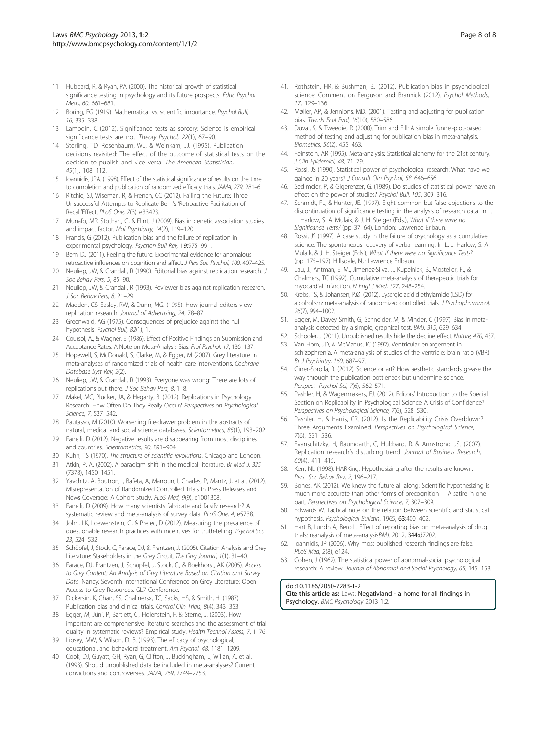11. Hubbard, R, & Ryan, PA (2000). The historical growth of statistical significance testing in psychology and its future prospects. *Educ Psychol Meas, 60*, 661–681.
12. Boring, EG (1919). Mathematical vs. scientific importance. *Psychol Bull, 16*, 335–338.
13. Lambdin, C (2012). Significance tests as sorcery: Science is empirical—significance tests are not. *Theory Psychol, 22*(1), 67–90.
14. Sterling, TD, Rosenbaum, WL, & Weinkam, JJ. (1995). Publication decisions revisited: The effect of the outcome of statistical tests on the decision to publish and vice versa. *The American Statistician, 49*(1), 108–112.
15. Ioannidis, JPA. (1998). Effect of the statistical significance of results on the time to completion and publication of randomized efficacy trials. *JAMA, 279*, 281–6.
16. Ritchie, SJ, Wiseman, R, & French, CC (2012). Failing the Future: Three Unsuccessful Attempts to Replicate Bem's 'Retroactive Facilitation of Recall'Effect. *PLoS One, 7*(3), e33423.
17. Munafo, MR, Stothart, G, & Flint, J (2009). Bias in genetic association studies and impact factor. *Mol Psychiatry, 14*(2), 119–120.
18. Francis, G (2012). Publication bias and the failure of replication in experimental psychology. *Psychon Bull Rev*, **19**:975–991.
19. Bem, DJ (2011). Feeling the future: Experimental evidence for anomalous retroactive influences on cognition and affect. *J Pers Soc Psychol, 100*, 407–425.
20. Neuliep, JW, & Crandall, R (1990). Editorial bias against replication research. *J Soc Behav Pers, 5*, 85–90.
21. Neuliep, JW, & Crandall, R (1993). Reviewer bias against replication research. *J Soc Behav Pers, 8*, 21–29.
22. Madden, CS, Easley, RW, & Dunn, MG. (1995). How journal editors view replication research. *Journal of Advertising, 24*, 78–87.
23. Greenwald, AG (1975). Consequences of prejudice against the null hypothesis. *Psychol Bull, 82*(1), 1.
24. Coursol, A., & Wagner, E (1986). Effect of Positive Findings on Submission and Acceptance Rates: A Note on Meta-Analysis Bias. *Prof Psychol, 17*, 136–137.
25. Hopewell, S, McDonald, S, Clarke, M, & Egger, M (2007). Grey literature in meta-analyses of randomized trials of health care interventions. *Cochrane Database Syst Rev, 2*(2).
26. Neuliep, JW, & Crandall, R (1993). Everyone was wrong: There are lots of replications out there. *J Soc Behav Pers, 8*, 1–8.
27. Makel, MC, Plucker, JA, & Hegarty, B. (2012). Replications in Psychology Research: How Often Do They Really Occur? *Perspectives on Psychological Science, 7*, 537–542.
28. Pautasso, M (2010). Worsening file-drawer problem in the abstracts of natural, medical and social science databases. *Scientometrics, 85*(1), 193–202.
29. Fanelli, D (2012). Negative results are disappearing from most disciplines and countries. *Scientometrics, 90*, 891–904.
30. Kuhn, TS (1970). *The structure of scientific revolutions*. Chicago and London.
31. Atkin, P. A. (2002). A paradigm shift in the medical literature. *Br Med J, 325* (7378), 1450–1451.
32. Yavchitz, A, Boutron, I, Bafeta, A, Marroun, I, Charles, P, Mantz, J, et al. (2012). Misrepresentation of Randomized Controlled Trials in Press Releases and News Coverage: A Cohort Study. *PLoS Med, 9*(9), e1001308.
33. Fanelli, D (2009). How many scientists fabricate and falsify research? A systematic review and meta-analysis of survey data. *PLoS One, 4*, e5738.
34. John, LK, Loewenstein, G, & Prelec, D (2012). Measuring the prevalence of questionable research practices with incentives for truth-telling. *Psychol Sci, 23*, 524–532.
35. Schöpfel, J, Stock, C, Farace, DJ, & Frantzen, J. (2005). Citation Analysis and Grey Literature: Stakeholders in the Grey Circuit. *The Grey Journal, 1*(1), 31–40.
36. Farace, DJ, Frantzen, J, Schöpfel, J, Stock, C., & Boekhorst, AK (2005). *Access to Grey Content: An Analysis of Grey Literature Based on Citation and Survey Data*. Nancy: Seventh International Conference on Grey Literature: Open Access to Grey Resources. GL7 Conference.
37. Dickersin, K, Chan, SS, Chalmersx, TC, Sacks, HS, & Smith, H. (1987). Publication bias and clinical trials. *Control Clin Trials, 8*(4), 343–353.
38. Egger, M, Jüni, P, Bartlett, C., Holenstein, F, & Sterne, J. (2003). How important are comprehensive literature searches and the assessment of trial quality in systematic reviews? Empirical study. *Health Technol Assess, 7*, 1–76.
39. Lipsey, MW, & Wilson, D. B. (1993). The efficacy of psychological, educational, and behavioral treatment. *Am Psychol, 48*, 1181–1209.
40. Cook, DJ, Guyatt, GH, Ryan, G, Clifton, J, Buckingham, L, Willan, A, et al. (1993). Should unpublished data be included in meta-analyses? Current convictions and controversies. *JAMA, 269*, 2749–2753.
41. Rothstein, HR, & Bushman, BJ (2012). Publication bias in psychological science: Comment on Ferguson and Brannick (2012). *Psychol Methods, 17*, 129–136.
42. Møller, AP, & Jennions, MD. (2001). Testing and adjusting for publication bias. *Trends Ecol Evol, 16*(10), 580–586.
43. Duval, S, & Tweedie, R. (2000). Trim and Fill: A simple funnel-plot-based method of testing and adjusting for publication bias in meta-analysis. *Biometrics, 56*(2), 455–463.
44. Feinstein, AR (1995). Meta-analysis: Statistical alchemy for the 21st century. *J Clin Epidemiol, 48*, 71–79.
45. Rossi, JS (1990). Statistical power of psychological research: What have we gained in 20 years? *J Consult Clin Psychol, 58*, 646–656.
46. Sedlmeier, P, & Gigerenzer, G. (1989). Do studies of statistical power have an effect on the power of studies? *Psychol Bull, 105*, 309–316.
47. Schmidt, FL, & Hunter, JE. (1997). Eight common but false objections to the discontinuation of significance testing in the analysis of research data. In L. L. Harlow, S. A. Mulaik, & J. H. Steiger (Eds.), *What if there were no Significance Tests?* (pp. 37–64). London: Lawrence Erlbaun.
48. Rossi, JS (1997). A case study in the failure of psychology as a cumulative science: The spontaneous recovery of verbal learning. In L. L. Harlow, S. A. Mulaik, & J. H. Steiger (Eds.), *What if there were no Significance Tests?* (pp. 175–197). Hillsdale, NJ: Lawrence Erlbaun.
49. Lau, J., Antman, E. M., Jimenez-Silva, J., Kupelnick, B., Mosteller, F., & Chalmers, TC (1992). Cumulative meta-analysis of therapeutic trials for myocardial infarction. *N Engl J Med, 327*, 248–254.
50. Krebs, TS, & Johansen, P.Ø. (2012). Lysergic acid diethylamide (LSD) for alcoholism: meta-analysis of randomized controlled trials. *J Psychopharmacol, 26*(7), 994–1002.
51. Egger, M, Davey Smith, G, Schneider, M, & Minder, C (1997). Bias in meta-analysis detected by a simple, graphical test. *BMJ, 315*, 629–634.
52. Schooler, J (2011). Unpublished results hide the decline effect. *Nature, 470*, 437.
53. Van Horn, JD, & McManus, IC (1992). Ventricular enlargement in schizophrenia. A meta-analysis of studies of the ventricle: brain ratio (VBR). *Br J Psychiatry, 160*, 687–97.
54. Giner-Sorolla, R. (2012). Science or art? How aesthetic standards grease the way through the publication bottleneck but undermine science. *Perspect Psychol Sci, 7*(6), 562–571.
55. Pashler, H, & Wagenmakers, EJ. (2012). Editors' Introduction to the Special Section on Replicability in Psychological Science A Crisis of Confidence? *Perspectives on Psychological Science, 7*(6), 528–530.
56. Pashler, H, & Harris, CR. (2012). Is the Replicability Crisis Overblown? Three Arguments Examined. *Perspectives on Psychological Science, 7*(6), 531–536.
57. Evanschitzky, H, Baumgarth, C, Hubbard, R, & Armstrong, JS. (2007). Replication research's disturbing trend. *Journal of Business Research, 60*(4), 411–415.
58. Kerr, NL (1998). HARKing: Hypothesizing after the results are known. *Pers Soc Behav Rev, 2*, 196–217.
59. Bones, AK (2012). We knew the future all along: Scientific hypothesizing is much more accurate than other forms of precognition— A satire in one part. *Perspectives on Psychological Science, 7*, 307–309.
60. Edwards W. Tactical note on the relation between scientific and statistical hypothesis. *Psychological Bulletin*, 1965, **63**:400–402.
61. Hart B, Lundh A, Bero L. Effect of reporting bias on meta-analysis of drug trials: reanalysis of meta-analysis*BMJ.* 2012, **344**:d7202.
62. Ioannidis, JP (2006). Why most published research findings are false. *PLoS Med, 2*(8), e124.
63. Cohen, J (1962). The statistical power of abnormal-social psychological research: A review. *Journal of Abnormal and Social Psychology, 65*, 145–153.

doi:10.1186/2050-7283-1-2

**Cite this article as:** Laws: Negativland - a home for all findings in Psychology. *BMC Psychology* 2013 **1**:2.